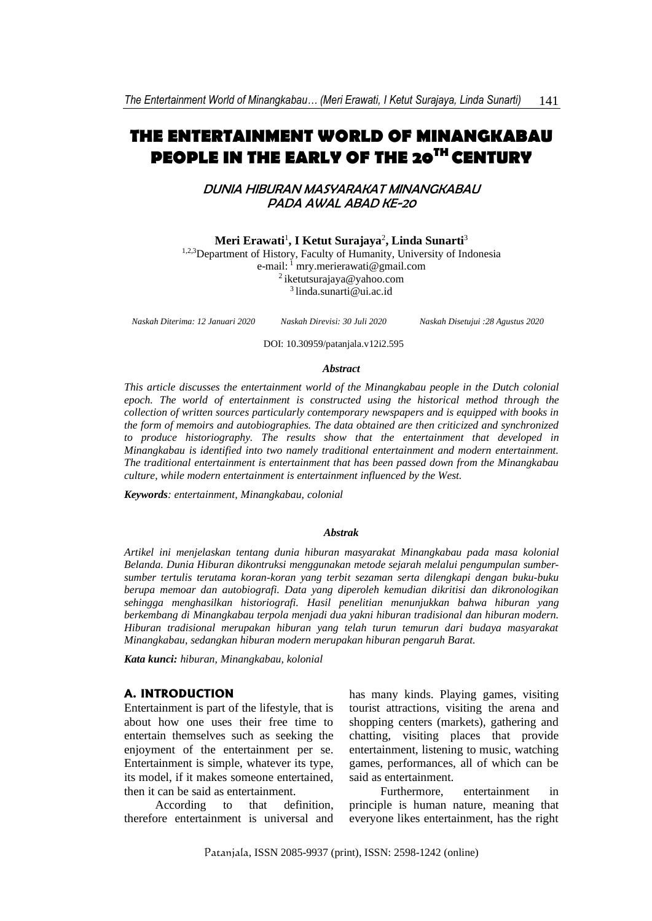# THE ENTERTAINMENT WORLD OF MINANGKABAU PEOPLE IN THE EARLY OF THE 20$^{TH}$ CENTURY

## *DUNIA HIBURAN MASYARAKAT MINANGKABAU PADA AWAL ABAD KE-20*

**Meri Erawati[1], I Ketut Surajaya[2], Linda Sunarti[3]**

[1,2,3]Department of History, Faculty of Humanity, University of Indonesia
e-mail: [1] mry.merierawati@gmail.com
[2] iketutsurajaya@yahoo.com
[3] linda.sunarti@ui.ac.id

*Naskah Diterima: 12 Januari 2020* *Naskah Direvisi: 30 Juli 2020* *Naskah Disetujui :28 Agustus 2020*

DOI: 10.30959/patanjala.v12i2.595

***Abstract***

*This article discusses the entertainment world of the Minangkabau people in the Dutch colonial epoch. The world of entertainment is constructed using the historical method through the collection of written sources particularly contemporary newspapers and is equipped with books in the form of memoirs and autobiographies. The data obtained are then criticized and synchronized to produce historiography. The results show that the entertainment that developed in Minangkabau is identified into two namely traditional entertainment and modern entertainment. The traditional entertainment is entertainment that has been passed down from the Minangkabau culture, while modern entertainment is entertainment influenced by the West.*

***Keywords****: entertainment, Minangkabau, colonial*

***Abstrak***

*Artikel ini menjelaskan tentang dunia hiburan masyarakat Minangkabau pada masa kolonial Belanda. Dunia Hiburan dikontruksi menggunakan metode sejarah melalui pengumpulan sumber-sumber tertulis terutama koran-koran yang terbit sezaman serta dilengkapi dengan buku-buku berupa memoar dan autobiografi. Data yang diperoleh kemudian dikritisi dan dikronologikan sehingga menghasilkan historiografi. Hasil penelitian menunjukkan bahwa hiburan yang berkembang di Minangkabau terpola menjadi dua yakni hiburan tradisional dan hiburan modern. Hiburan tradisional merupakan hiburan yang telah turun temurun dari budaya masyarakat Minangkabau, sedangkan hiburan modern merupakan hiburan pengaruh Barat.*

***Kata kunci:*** *hiburan, Minangkabau, kolonial*

## A. INTRODUCTION

Entertainment is part of the lifestyle, that is about how one uses their free time to entertain themselves such as seeking the enjoyment of the entertainment per se. Entertainment is simple, whatever its type, its model, if it makes someone entertained, then it can be said as entertainment.

According to that definition, therefore entertainment is universal and has many kinds. Playing games, visiting tourist attractions, visiting the arena and shopping centers (markets), gathering and chatting, visiting places that provide entertainment, listening to music, watching games, performances, all of which can be said as entertainment.

Furthermore, entertainment in principle is human nature, meaning that everyone likes entertainment, has the right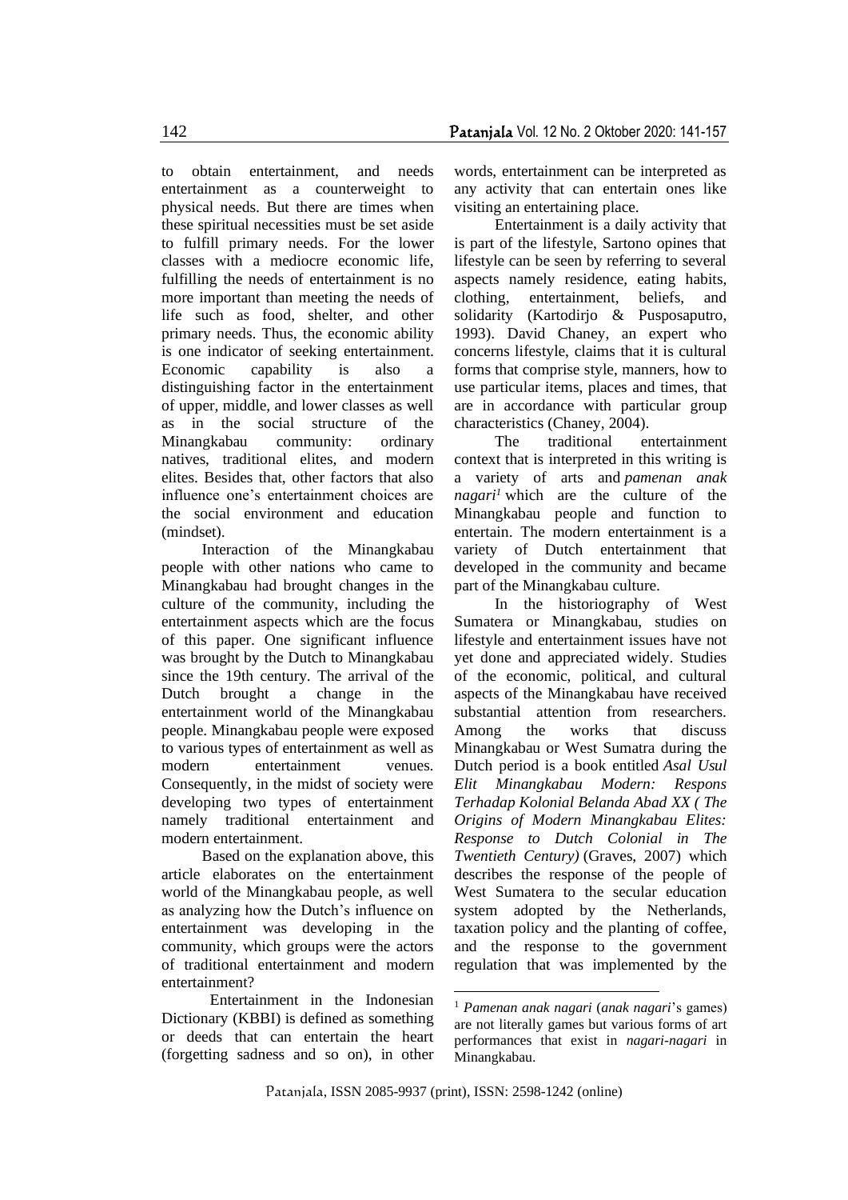to obtain entertainment, and needs entertainment as a counterweight to physical needs. But there are times when these spiritual necessities must be set aside to fulfill primary needs. For the lower classes with a mediocre economic life, fulfilling the needs of entertainment is no more important than meeting the needs of life such as food, shelter, and other primary needs. Thus, the economic ability is one indicator of seeking entertainment. Economic capability is also a distinguishing factor in the entertainment of upper, middle, and lower classes as well as in the social structure of the Minangkabau community: ordinary natives, traditional elites, and modern elites. Besides that, other factors that also influence one's entertainment choices are the social environment and education (mindset).

Interaction of the Minangkabau people with other nations who came to Minangkabau had brought changes in the culture of the community, including the entertainment aspects which are the focus of this paper. One significant influence was brought by the Dutch to Minangkabau since the 19th century. The arrival of the Dutch brought a change in the entertainment world of the Minangkabau people. Minangkabau people were exposed to various types of entertainment as well as modern entertainment venues. Consequently, in the midst of society were developing two types of entertainment namely traditional entertainment and modern entertainment.

Based on the explanation above, this article elaborates on the entertainment world of the Minangkabau people, as well as analyzing how the Dutch's influence on entertainment was developing in the community, which groups were the actors of traditional entertainment and modern entertainment?

Entertainment in the Indonesian Dictionary (KBBI) is defined as something or deeds that can entertain the heart (forgetting sadness and so on), in other words, entertainment can be interpreted as any activity that can entertain ones like visiting an entertaining place.

Entertainment is a daily activity that is part of the lifestyle, Sartono opines that lifestyle can be seen by referring to several aspects namely residence, eating habits, clothing, entertainment, beliefs, and solidarity (Kartodirjo & Pusposaputro, 1993). David Chaney, an expert who concerns lifestyle, claims that it is cultural forms that comprise style, manners, how to use particular items, places and times, that are in accordance with particular group characteristics (Chaney, 2004).

The traditional entertainment context that is interpreted in this writing is a variety of arts and *pamenan anak nagari*[1] which are the culture of the Minangkabau people and function to entertain. The modern entertainment is a variety of Dutch entertainment that developed in the community and became part of the Minangkabau culture.

In the historiography of West Sumatera or Minangkabau, studies on lifestyle and entertainment issues have not yet done and appreciated widely. Studies of the economic, political, and cultural aspects of the Minangkabau have received substantial attention from researchers. Among the works that discuss Minangkabau or West Sumatra during the Dutch period is a book entitled *Asal Usul Elit Minangkabau Modern: Respons Terhadap Kolonial Belanda Abad XX ( The Origins of Modern Minangkabau Elites: Response to Dutch Colonial in The Twentieth Century)* (Graves, 2007) which describes the response of the people of West Sumatera to the secular education system adopted by the Netherlands, taxation policy and the planting of coffee, and the response to the government regulation that was implemented by the

[1] *Pamenan anak nagari* (*anak nagari*'s games) are not literally games but various forms of art performances that exist in *nagari-nagari* in Minangkabau.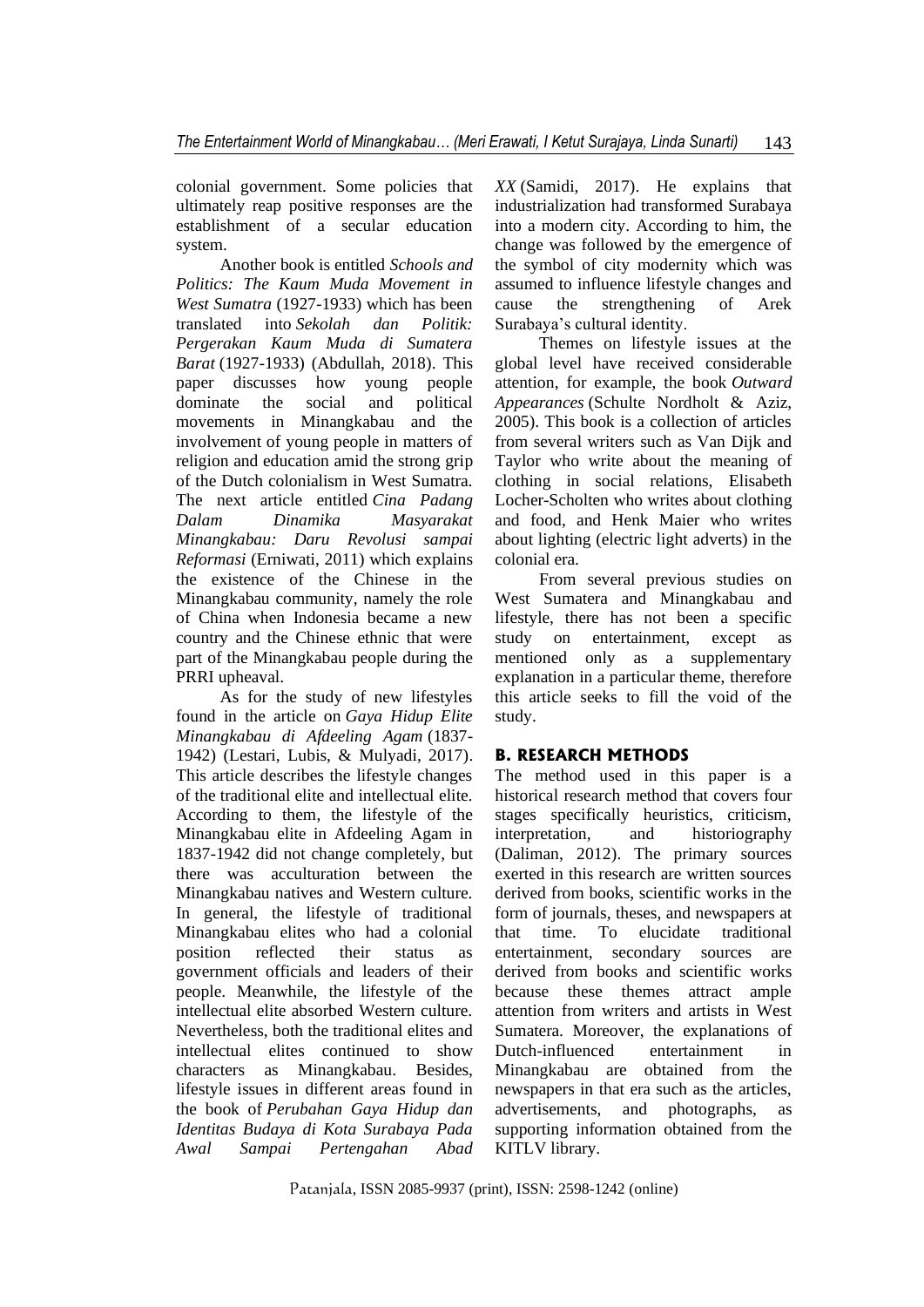colonial government. Some policies that ultimately reap positive responses are the establishment of a secular education system.

Another book is entitled *Schools and Politics: The Kaum Muda Movement in West Sumatra* (1927-1933) which has been translated into *Sekolah dan Politik: Pergerakan Kaum Muda di Sumatera Barat* (1927-1933) (Abdullah, 2018). This paper discusses how young people dominate the social and political movements in Minangkabau and the involvement of young people in matters of religion and education amid the strong grip of the Dutch colonialism in West Sumatra. The next article entitled *Cina Padang Dalam Dinamika Masyarakat Minangkabau: Daru Revolusi sampai Reformasi* (Erniwati, 2011) which explains the existence of the Chinese in the Minangkabau community, namely the role of China when Indonesia became a new country and the Chinese ethnic that were part of the Minangkabau people during the PRRI upheaval.

As for the study of new lifestyles found in the article on *Gaya Hidup Elite Minangkabau di Afdeeling Agam* (1837-1942) (Lestari, Lubis, & Mulyadi, 2017). This article describes the lifestyle changes of the traditional elite and intellectual elite. According to them, the lifestyle of the Minangkabau elite in Afdeeling Agam in 1837-1942 did not change completely, but there was acculturation between the Minangkabau natives and Western culture. In general, the lifestyle of traditional Minangkabau elites who had a colonial position reflected their status as government officials and leaders of their people. Meanwhile, the lifestyle of the intellectual elite absorbed Western culture. Nevertheless, both the traditional elites and intellectual elites continued to show characters as Minangkabau. Besides, lifestyle issues in different areas found in the book of *Perubahan Gaya Hidup dan Identitas Budaya di Kota Surabaya Pada Awal Sampai Pertengahan Abad XX* (Samidi, 2017). He explains that industrialization had transformed Surabaya into a modern city. According to him, the change was followed by the emergence of the symbol of city modernity which was assumed to influence lifestyle changes and cause the strengthening of Arek Surabaya's cultural identity.

Themes on lifestyle issues at the global level have received considerable attention, for example, the book *Outward Appearances* (Schulte Nordholt & Aziz, 2005). This book is a collection of articles from several writers such as Van Dijk and Taylor who write about the meaning of clothing in social relations, Elisabeth Locher-Scholten who writes about clothing and food, and Henk Maier who writes about lighting (electric light adverts) in the colonial era.

From several previous studies on West Sumatera and Minangkabau and lifestyle, there has not been a specific study on entertainment, except as mentioned only as a supplementary explanation in a particular theme, therefore this article seeks to fill the void of the study.

## B. RESEARCH METHODS

The method used in this paper is a historical research method that covers four stages specifically heuristics, criticism, interpretation, and historiography (Daliman, 2012). The primary sources exerted in this research are written sources derived from books, scientific works in the form of journals, theses, and newspapers at that time. To elucidate traditional entertainment, secondary sources are derived from books and scientific works because these themes attract ample attention from writers and artists in West Sumatera. Moreover, the explanations of Dutch-influenced entertainment in Minangkabau are obtained from the newspapers in that era such as the articles, advertisements, and photographs, as supporting information obtained from the KITLV library.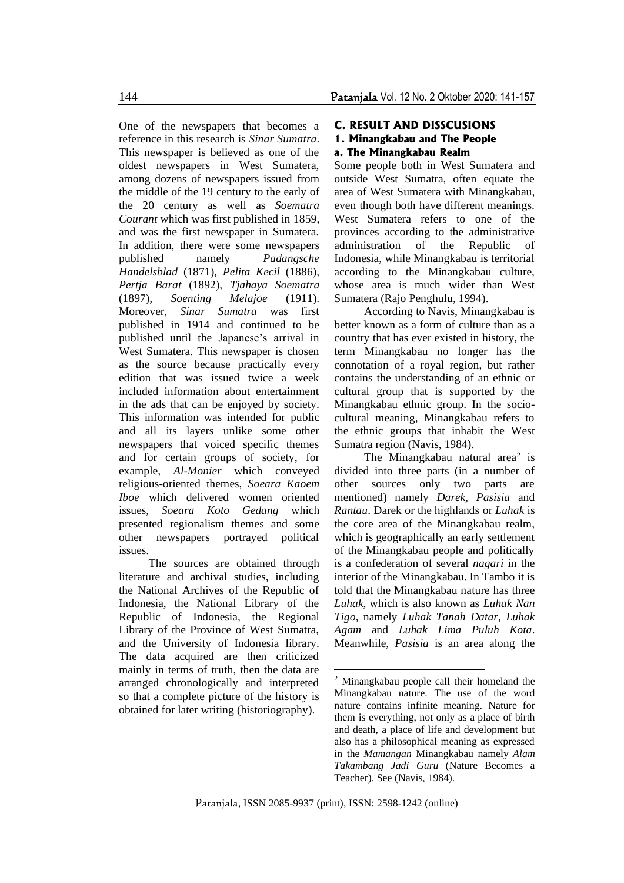One of the newspapers that becomes a reference in this research is *Sinar Sumatra*. This newspaper is believed as one of the oldest newspapers in West Sumatera, among dozens of newspapers issued from the middle of the 19 century to the early of the 20 century as well as *Soematra Courant* which was first published in 1859, and was the first newspaper in Sumatera. In addition, there were some newspapers published namely *Padangsche Handelsblad* (1871), *Pelita Kecil* (1886), *Pertja Barat* (1892), *Tjahaya Soematra* (1897), *Soenting Melajoe* (1911). Moreover, *Sinar Sumatra* was first published in 1914 and continued to be published until the Japanese's arrival in West Sumatera. This newspaper is chosen as the source because practically every edition that was issued twice a week included information about entertainment in the ads that can be enjoyed by society. This information was intended for public and all its layers unlike some other newspapers that voiced specific themes and for certain groups of society, for example, *Al-Monier* which conveyed religious-oriented themes, *Soeara Kaoem Iboe* which delivered women oriented issues, *Soeara Koto Gedang* which presented regionalism themes and some other newspapers portrayed political issues.

The sources are obtained through literature and archival studies, including the National Archives of the Republic of Indonesia, the National Library of the Republic of Indonesia, the Regional Library of the Province of West Sumatra, and the University of Indonesia library. The data acquired are then criticized mainly in terms of truth, then the data are arranged chronologically and interpreted so that a complete picture of the history is obtained for later writing (historiography).

## C. RESULT AND DISSCUSIONS

### 1. Minangkabau and The People

#### a. The Minangkabau Realm

Some people both in West Sumatera and outside West Sumatra, often equate the area of West Sumatera with Minangkabau, even though both have different meanings. West Sumatera refers to one of the provinces according to the administrative administration of the Republic of Indonesia, while Minangkabau is territorial according to the Minangkabau culture, whose area is much wider than West Sumatera (Rajo Penghulu, 1994).

According to Navis, Minangkabau is better known as a form of culture than as a country that has ever existed in history, the term Minangkabau no longer has the connotation of a royal region, but rather contains the understanding of an ethnic or cultural group that is supported by the Minangkabau ethnic group. In the socio-cultural meaning, Minangkabau refers to the ethnic groups that inhabit the West Sumatra region (Navis, 1984).

The Minangkabau natural area[2] is divided into three parts (in a number of other sources only two parts are mentioned) namely *Darek*, *Pasisia* and *Rantau*. Darek or the highlands or *Luhak* is the core area of the Minangkabau realm, which is geographically an early settlement of the Minangkabau people and politically is a confederation of several *nagari* in the interior of the Minangkabau. In Tambo it is told that the Minangkabau nature has three *Luhak*, which is also known as *Luhak Nan Tigo*, namely *Luhak Tanah Datar*, *Luhak Agam* and *Luhak Lima Puluh Kota*. Meanwhile, *Pasisia* is an area along the

---

[2] Minangkabau people call their homeland the Minangkabau nature. The use of the word nature contains infinite meaning. Nature for them is everything, not only as a place of birth and death, a place of life and development but also has a philosophical meaning as expressed in the *Mamangan* Minangkabau namely *Alam Takambang Jadi Guru* (Nature Becomes a Teacher). See (Navis, 1984).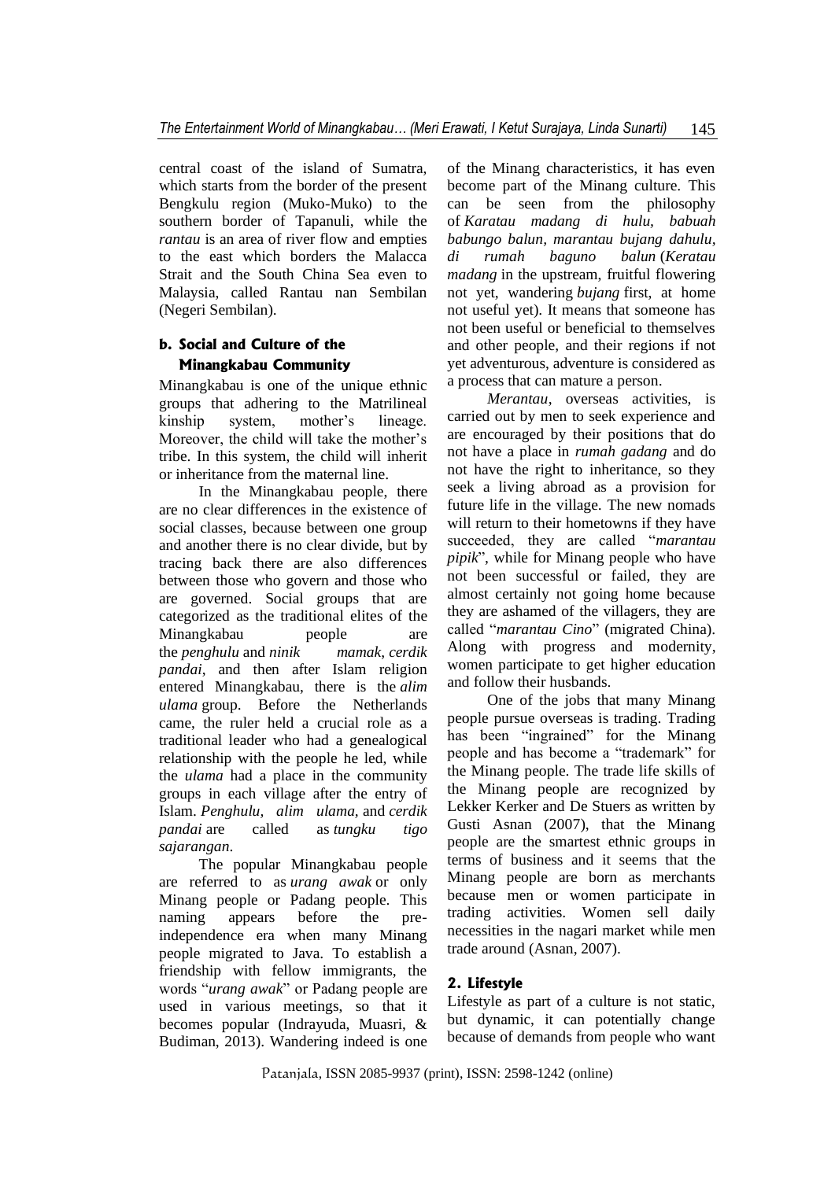central coast of the island of Sumatra, which starts from the border of the present Bengkulu region (Muko-Muko) to the southern border of Tapanuli, while the *rantau* is an area of river flow and empties to the east which borders the Malacca Strait and the South China Sea even to Malaysia, called Rantau nan Sembilan (Negeri Sembilan).

### b. Social and Culture of the Minangkabau Community

Minangkabau is one of the unique ethnic groups that adhering to the Matrilineal kinship system, mother's lineage. Moreover, the child will take the mother's tribe. In this system, the child will inherit or inheritance from the maternal line.

In the Minangkabau people, there are no clear differences in the existence of social classes, because between one group and another there is no clear divide, but by tracing back there are also differences between those who govern and those who are governed. Social groups that are categorized as the traditional elites of the Minangkabau people are the *penghulu* and *ninik mamak*, *cerdik pandai*, and then after Islam religion entered Minangkabau, there is the *alim ulama* group. Before the Netherlands came, the ruler held a crucial role as a traditional leader who had a genealogical relationship with the people he led, while the *ulama* had a place in the community groups in each village after the entry of Islam. *Penghulu*, *alim ulama*, and *cerdik pandai* are called as *tungku tigo sajarangan*.

The popular Minangkabau people are referred to as *urang awak* or only Minang people or Padang people. This naming appears before the pre-independence era when many Minang people migrated to Java. To establish a friendship with fellow immigrants, the words "*urang awak*" or Padang people are used in various meetings, so that it becomes popular (Indrayuda, Muasri, & Budiman, 2013). Wandering indeed is one of the Minang characteristics, it has even become part of the Minang culture. This can be seen from the philosophy of *Karatau madang di hulu, babuah babungo balun, marantau bujang dahulu, di rumah baguno balun* (*Keratau madang* in the upstream, fruitful flowering not yet, wandering *bujang* first, at home not useful yet). It means that someone has not been useful or beneficial to themselves and other people, and their regions if not yet adventurous, adventure is considered as a process that can mature a person.

*Merantau*, overseas activities, is carried out by men to seek experience and are encouraged by their positions that do not have a place in *rumah gadang* and do not have the right to inheritance, so they seek a living abroad as a provision for future life in the village. The new nomads will return to their hometowns if they have succeeded, they are called "*marantau pipik*", while for Minang people who have not been successful or failed, they are almost certainly not going home because they are ashamed of the villagers, they are called "*marantau Cino*" (migrated China). Along with progress and modernity, women participate to get higher education and follow their husbands.

One of the jobs that many Minang people pursue overseas is trading. Trading has been "ingrained" for the Minang people and has become a "trademark" for the Minang people. The trade life skills of the Minang people are recognized by Lekker Kerker and De Stuers as written by Gusti Asnan (2007), that the Minang people are the smartest ethnic groups in terms of business and it seems that the Minang people are born as merchants because men or women participate in trading activities. Women sell daily necessities in the nagari market while men trade around (Asnan, 2007).

## 2. Lifestyle

Lifestyle as part of a culture is not static, but dynamic, it can potentially change because of demands from people who want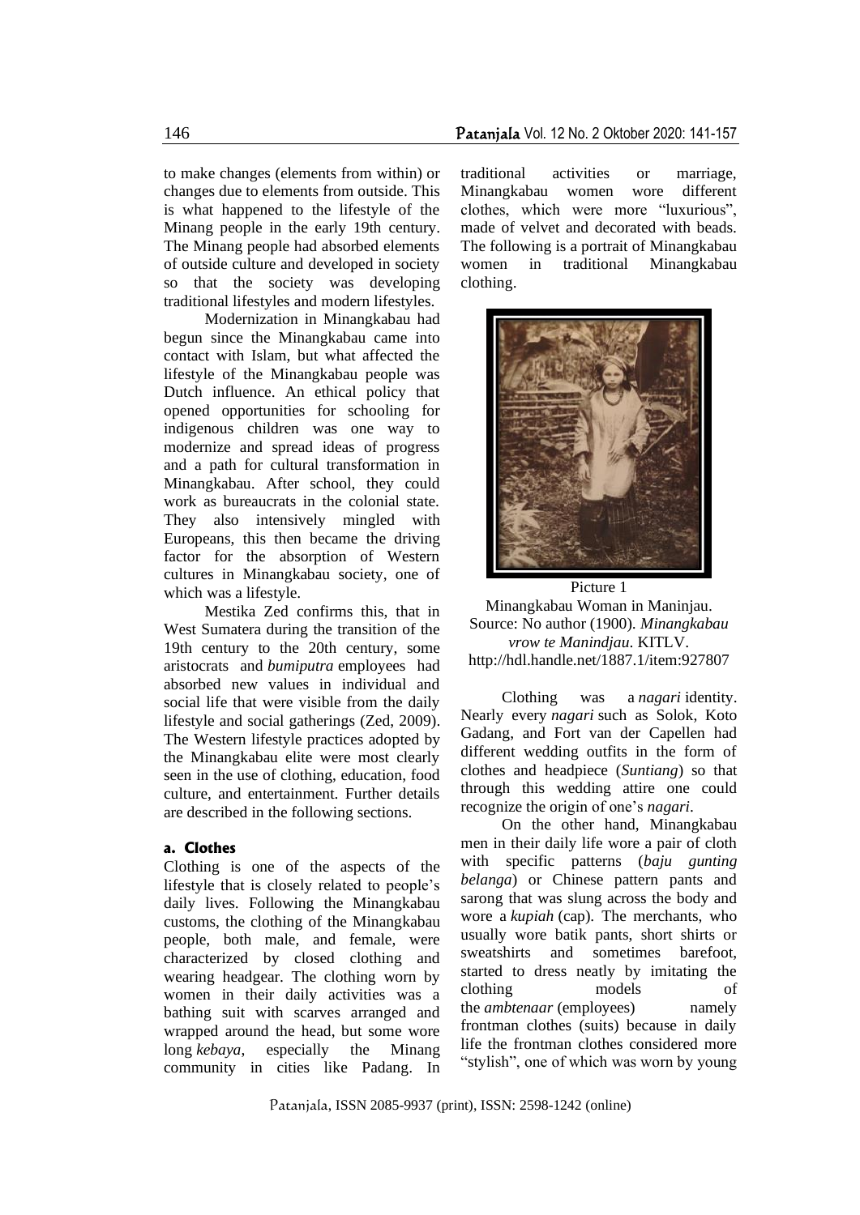to make changes (elements from within) or changes due to elements from outside. This is what happened to the lifestyle of the Minang people in the early 19th century. The Minang people had absorbed elements of outside culture and developed in society so that the society was developing traditional lifestyles and modern lifestyles.

Modernization in Minangkabau had begun since the Minangkabau came into contact with Islam, but what affected the lifestyle of the Minangkabau people was Dutch influence. An ethical policy that opened opportunities for schooling for indigenous children was one way to modernize and spread ideas of progress and a path for cultural transformation in Minangkabau. After school, they could work as bureaucrats in the colonial state. They also intensively mingled with Europeans, this then became the driving factor for the absorption of Western cultures in Minangkabau society, one of which was a lifestyle.

Mestika Zed confirms this, that in West Sumatera during the transition of the 19th century to the 20th century, some aristocrats and *bumiputra* employees had absorbed new values in individual and social life that were visible from the daily lifestyle and social gatherings (Zed, 2009). The Western lifestyle practices adopted by the Minangkabau elite were most clearly seen in the use of clothing, education, food culture, and entertainment. Further details are described in the following sections.

#### a. Clothes

Clothing is one of the aspects of the lifestyle that is closely related to people's daily lives. Following the Minangkabau customs, the clothing of the Minangkabau people, both male, and female, were characterized by closed clothing and wearing headgear. The clothing worn by women in their daily activities was a bathing suit with scarves arranged and wrapped around the head, but some wore long *kebaya*, especially the Minang community in cities like Padang. In traditional activities or marriage, Minangkabau women wore different clothes, which were more "luxurious", made of velvet and decorated with beads. The following is a portrait of Minangkabau women in traditional Minangkabau clothing.

Picture 1
Minangkabau Woman in Maninjau. Source: No author (1900). *Minangkabau vrow te Manindjau*. KITLV. http://hdl.handle.net/1887.1/item:927807

Clothing was a *nagari* identity. Nearly every *nagari* such as Solok, Koto Gadang, and Fort van der Capellen had different wedding outfits in the form of clothes and headpiece (*Suntiang*) so that through this wedding attire one could recognize the origin of one's *nagari*.

On the other hand, Minangkabau men in their daily life wore a pair of cloth with specific patterns (*baju gunting belanga*) or Chinese pattern pants and sarong that was slung across the body and wore a *kupiah* (cap). The merchants, who usually wore batik pants, short shirts or sweatshirts and sometimes barefoot, started to dress neatly by imitating the clothing models of the *ambtenaar* (employees) namely frontman clothes (suits) because in daily life the frontman clothes considered more "stylish", one of which was worn by young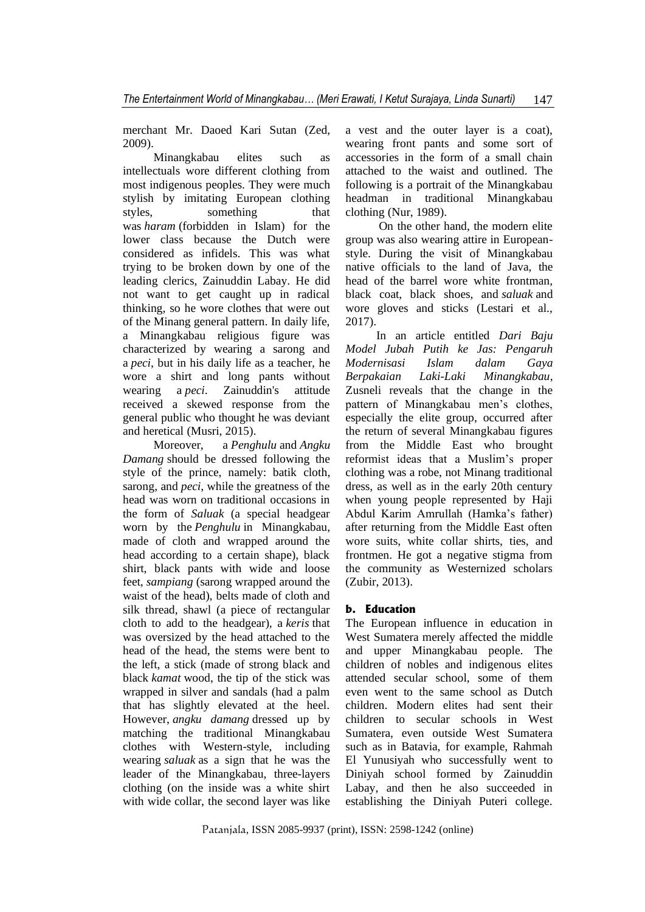merchant Mr. Daoed Kari Sutan (Zed, 2009).

Minangkabau elites such as intellectuals wore different clothing from most indigenous peoples. They were much stylish by imitating European clothing styles, something that was *haram* (forbidden in Islam) for the lower class because the Dutch were considered as infidels. This was what trying to be broken down by one of the leading clerics, Zainuddin Labay. He did not want to get caught up in radical thinking, so he wore clothes that were out of the Minang general pattern. In daily life, a Minangkabau religious figure was characterized by wearing a sarong and a *peci*, but in his daily life as a teacher, he wore a shirt and long pants without wearing a *peci*. Zainuddin's attitude received a skewed response from the general public who thought he was deviant and heretical (Musri, 2015).

Moreover, a *Penghulu* and *Angku Damang* should be dressed following the style of the prince, namely: batik cloth, sarong, and *peci*, while the greatness of the head was worn on traditional occasions in the form of *Saluak* (a special headgear worn by the *Penghulu* in Minangkabau, made of cloth and wrapped around the head according to a certain shape), black shirt, black pants with wide and loose feet, *sampiang* (sarong wrapped around the waist of the head), belts made of cloth and silk thread, shawl (a piece of rectangular cloth to add to the headgear), a *keris* that was oversized by the head attached to the head of the head, the stems were bent to the left, a stick (made of strong black and black *kamat* wood, the tip of the stick was wrapped in silver and sandals (had a palm that has slightly elevated at the heel. However, *angku damang* dressed up by matching the traditional Minangkabau clothes with Western-style, including wearing *saluak* as a sign that he was the leader of the Minangkabau, three-layers clothing (on the inside was a white shirt with wide collar, the second layer was like a vest and the outer layer is a coat), wearing front pants and some sort of accessories in the form of a small chain attached to the waist and outlined. The following is a portrait of the Minangkabau headman in traditional Minangkabau clothing (Nur, 1989).

On the other hand, the modern elite group was also wearing attire in European-style. During the visit of Minangkabau native officials to the land of Java, the head of the barrel wore white frontman, black coat, black shoes, and *saluak* and wore gloves and sticks (Lestari et al., 2017).

In an article entitled *Dari Baju Model Jubah Putih ke Jas: Pengaruh Modernisasi Islam dalam Gaya Berpakaian Laki-Laki Minangkabau*, Zusneli reveals that the change in the pattern of Minangkabau men's clothes, especially the elite group, occurred after the return of several Minangkabau figures from the Middle East who brought reformist ideas that a Muslim's proper clothing was a robe, not Minang traditional dress, as well as in the early 20th century when young people represented by Haji Abdul Karim Amrullah (Hamka's father) after returning from the Middle East often wore suits, white collar shirts, ties, and frontmen. He got a negative stigma from the community as Westernized scholars (Zubir, 2013).

### b. Education

The European influence in education in West Sumatera merely affected the middle and upper Minangkabau people. The children of nobles and indigenous elites attended secular school, some of them even went to the same school as Dutch children. Modern elites had sent their children to secular schools in West Sumatera, even outside West Sumatera such as in Batavia, for example, Rahmah El Yunusiyah who successfully went to Diniyah school formed by Zainuddin Labay, and then he also succeeded in establishing the Diniyah Puteri college.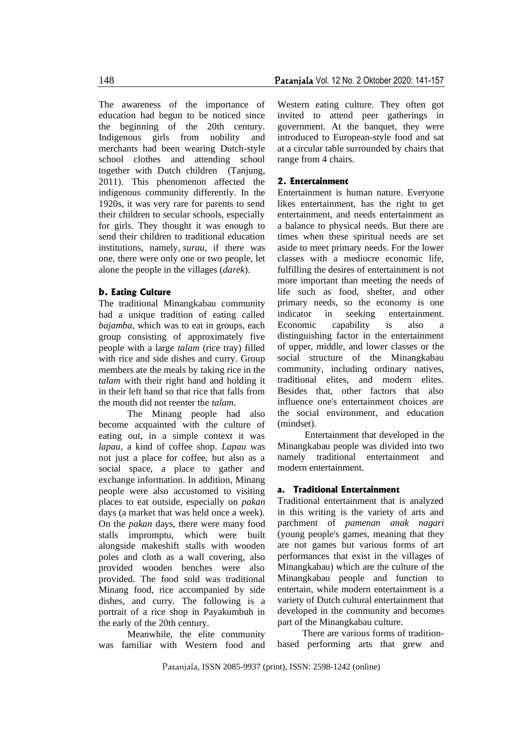The awareness of the importance of education had begun to be noticed since the beginning of the 20th century. Indigenous girls from nobility and merchants had been wearing Dutch-style school clothes and attending school together with Dutch children (Tanjung, 2011). This phenomenon affected the indigenous community differently. In the 1920s, it was very rare for parents to send their children to secular schools, especially for girls. They thought it was enough to send their children to traditional education institutions, namely, *surau*, if there was one, there were only one or two people, let alone the people in the villages (*darek*).

### b. Eating Culture

The traditional Minangkabau community had a unique tradition of eating called *bajamba*, which was to eat in groups, each group consisting of approximately five people with a large *talam* (rice tray) filled with rice and side dishes and curry. Group members ate the meals by taking rice in the *talam* with their right hand and holding it in their left hand so that rice that falls from the mouth did not reenter the *talam*.

The Minang people had also become acquainted with the culture of eating out, in a simple context it was *lapau*, a kind of coffee shop. *Lapau* was not just a place for coffee, but also as a social space, a place to gather and exchange information. In addition, Minang people were also accustomed to visiting places to eat outside, especially on *pakan* days (a market that was held once a week). On the *pakan* days, there were many food stalls impromptu, which were built alongside makeshift stalls with wooden poles and cloth as a wall covering, also provided wooden benches were also provided. The food sold was traditional Minang food, rice accompanied by side dishes, and curry. The following is a portrait of a rice shop in Payakumbuh in the early of the 20th century.

Meanwhile, the elite community was familiar with Western food and Western eating culture. They often got invited to attend peer gatherings in government. At the banquet, they were introduced to European-style food and sat at a circular table surrounded by chairs that range from 4 chairs.

## 2. Entertainment

Entertainment is human nature. Everyone likes entertainment, has the right to get entertainment, and needs entertainment as a balance to physical needs. But there are times when these spiritual needs are set aside to meet primary needs. For the lower classes with a mediocre economic life, fulfilling the desires of entertainment is not more important than meeting the needs of life such as food, shelter, and other primary needs, so the economy is one indicator in seeking entertainment. Economic capability is also a distinguishing factor in the entertainment of upper, middle, and lower classes or the social structure of the Minangkabau community, including ordinary natives, traditional elites, and modern elites. Besides that, other factors that also influence one's entertainment choices are the social environment, and education (mindset).

Entertainment that developed in the Minangkabau people was divided into two namely traditional entertainment and modern entertainment.

### a. Traditional Entertainment

Traditional entertainment that is analyzed in this writing is the variety of arts and parchment of *pamenan anak nagari* (young people's games, meaning that they are not games but various forms of art performances that exist in the villages of Minangkabau) which are the culture of the Minangkabau people and function to entertain, while modern entertainment is a variety of Dutch cultural entertainment that developed in the community and becomes part of the Minangkabau culture.

There are various forms of tradition-based performing arts that grew and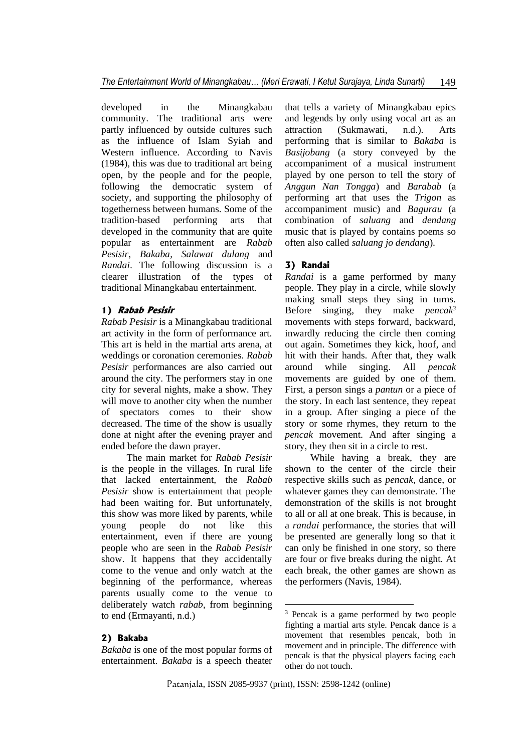developed in the Minangkabau community. The traditional arts were partly influenced by outside cultures such as the influence of Islam Syiah and Western influence. According to Navis (1984), this was due to traditional art being open, by the people and for the people, following the democratic system of society, and supporting the philosophy of togetherness between humans. Some of the tradition-based performing arts that developed in the community that are quite popular as entertainment are *Rabab Pesisir*, *Bakaba*, *Salawat dulang* and *Randai*. The following discussion is a clearer illustration of the types of traditional Minangkabau entertainment.

### 1) *Rabab Pesisir*

*Rabab Pesisir* is a Minangkabau traditional art activity in the form of performance art. This art is held in the martial arts arena, at weddings or coronation ceremonies. *Rabab Pesisir* performances are also carried out around the city. The performers stay in one city for several nights, make a show. They will move to another city when the number of spectators comes to their show decreased. The time of the show is usually done at night after the evening prayer and ended before the dawn prayer.

The main market for *Rabab Pesisir* is the people in the villages. In rural life that lacked entertainment, the *Rabab Pesisir* show is entertainment that people had been waiting for. But unfortunately, this show was more liked by parents, while young people do not like this entertainment, even if there are young people who are seen in the *Rabab Pesisir* show. It happens that they accidentally come to the venue and only watch at the beginning of the performance, whereas parents usually come to the venue to deliberately watch *rabab*, from beginning to end (Ermayanti, n.d.)

### 2) Bakaba

*Bakaba* is one of the most popular forms of entertainment. *Bakaba* is a speech theater that tells a variety of Minangkabau epics and legends by only using vocal art as an attraction (Sukmawati, n.d.). Arts performing that is similar to *Bakaba* is *Basijobang* (a story conveyed by the accompaniment of a musical instrument played by one person to tell the story of *Anggun Nan Tongga*) and *Barabab* (a performing art that uses the *Trigon* as accompaniment music) and *Bagurau* (a combination of *saluang* and *dendang* music that is played by contains poems so often also called *saluang jo dendang*).

### 3) Randai

*Randai* is a game performed by many people. They play in a circle, while slowly making small steps they sing in turns. Before singing, they make *pencak*[3] movements with steps forward, backward, inwardly reducing the circle then coming out again. Sometimes they kick, hoof, and hit with their hands. After that, they walk around while singing. All *pencak* movements are guided by one of them. First, a person sings a *pantun* or a piece of the story. In each last sentence, they repeat in a group. After singing a piece of the story or some rhymes, they return to the *pencak* movement. And after singing a story, they then sit in a circle to rest.

While having a break, they are shown to the center of the circle their respective skills such as *pencak*, dance, or whatever games they can demonstrate. The demonstration of the skills is not brought to all or all at one break. This is because, in a *randai* performance, the stories that will be presented are generally long so that it can only be finished in one story, so there are four or five breaks during the night. At each break, the other games are shown as the performers (Navis, 1984).

---

[3] Pencak is a game performed by two people fighting a martial arts style. Pencak dance is a movement that resembles pencak, both in movement and in principle. The difference with pencak is that the physical players facing each other do not touch.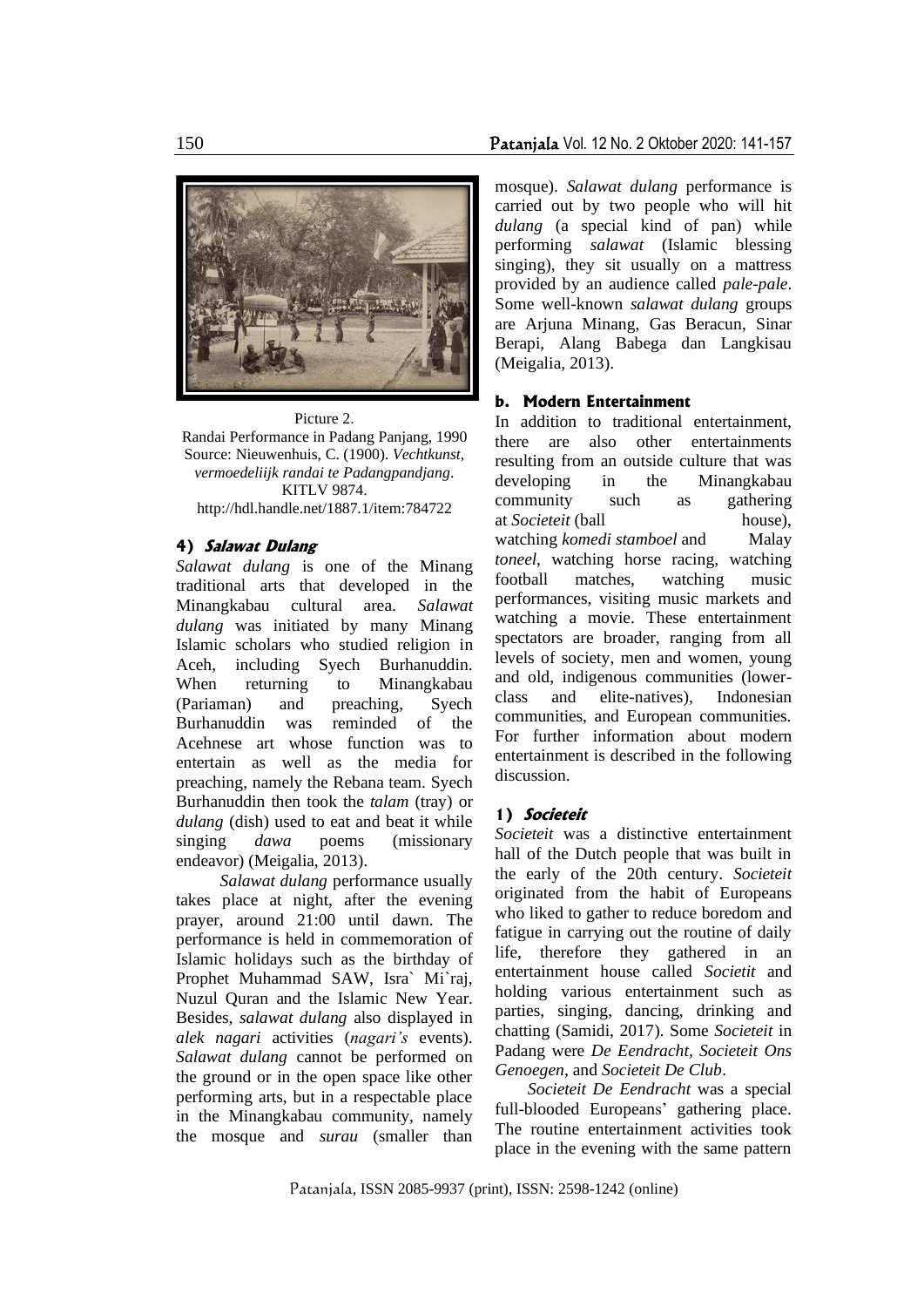Picture 2.
Randai Performance in Padang Panjang, 1990
Source: Nieuwenhuis, C. (1900). *Vechtkunst, vermoedeliijk randai te Padangpandjang*. KITLV 9874.
http://hdl.handle.net/1887.1/item:784722

#### 4) *Salawat Dulang*

*Salawat dulang* is one of the Minang traditional arts that developed in the Minangkabau cultural area. *Salawat dulang* was initiated by many Minang Islamic scholars who studied religion in Aceh, including Syech Burhanuddin. When returning to Minangkabau (Pariaman) and preaching, Syech Burhanuddin was reminded of the Acehnese art whose function was to entertain as well as the media for preaching, namely the Rebana team. Syech Burhanuddin then took the *talam* (tray) or *dulang* (dish) used to eat and beat it while singing *dawa* poems (missionary endeavor) (Meigalia, 2013).

*Salawat dulang* performance usually takes place at night, after the evening prayer, around 21:00 until dawn. The performance is held in commemoration of Islamic holidays such as the birthday of Prophet Muhammad SAW, Isra` Mi`raj, Nuzul Quran and the Islamic New Year. Besides, *salawat dulang* also displayed in *alek nagari* activities (*nagari's* events). *Salawat dulang* cannot be performed on the ground or in the open space like other performing arts, but in a respectable place in the Minangkabau community, namely the mosque and *surau* (smaller than mosque). *Salawat dulang* performance is carried out by two people who will hit *dulang* (a special kind of pan) while performing *salawat* (Islamic blessing singing), they sit usually on a mattress provided by an audience called *pale-pale*. Some well-known *salawat dulang* groups are Arjuna Minang, Gas Beracun, Sinar Berapi, Alang Babega dan Langkisau (Meigalia, 2013).

### b. Modern Entertainment

In addition to traditional entertainment, there are also other entertainments resulting from an outside culture that was developing in the Minangkabau community such as gathering at *Societeit* (ball house), watching *komedi stamboel* and Malay *toneel*, watching horse racing, watching football matches, watching music performances, visiting music markets and watching a movie. These entertainment spectators are broader, ranging from all levels of society, men and women, young and old, indigenous communities (lower-class and elite-natives), Indonesian communities, and European communities. For further information about modern entertainment is described in the following discussion.

#### 1) *Societeit*

*Societeit* was a distinctive entertainment hall of the Dutch people that was built in the early of the 20th century. *Societeit* originated from the habit of Europeans who liked to gather to reduce boredom and fatigue in carrying out the routine of daily life, therefore they gathered in an entertainment house called *Societit* and holding various entertainment such as parties, singing, dancing, drinking and chatting (Samidi, 2017). Some *Societeit* in Padang were *De Eendracht*, *Societeit Ons Genoegen*, and *Societeit De Club*.

*Societeit De Eendracht* was a special full-blooded Europeans' gathering place. The routine entertainment activities took place in the evening with the same pattern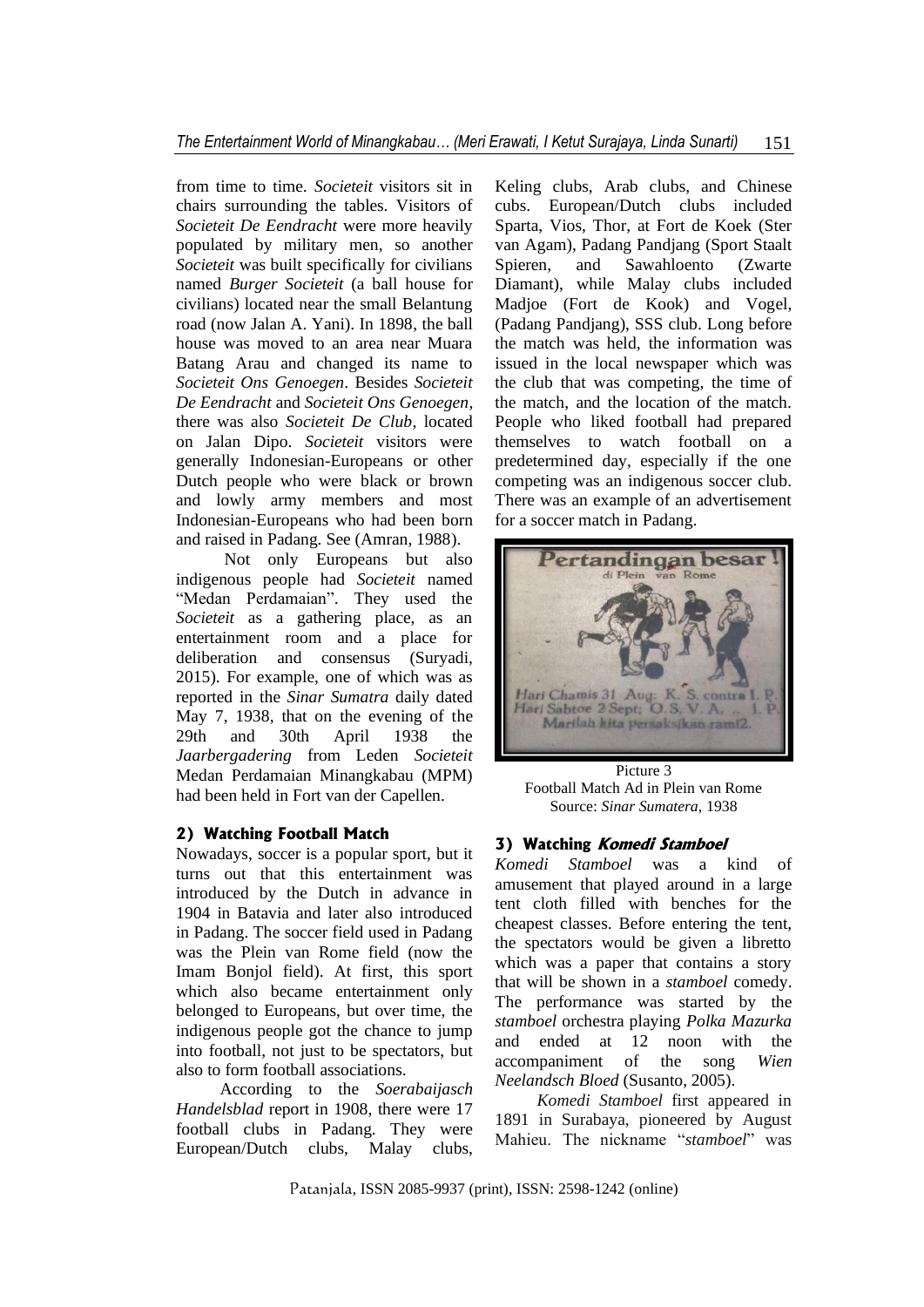from time to time. *Societeit* visitors sit in chairs surrounding the tables. Visitors of *Societeit De Eendracht* were more heavily populated by military men, so another *Societeit* was built specifically for civilians named *Burger Societeit* (a ball house for civilians) located near the small Belantung road (now Jalan A. Yani). In 1898, the ball house was moved to an area near Muara Batang Arau and changed its name to *Societeit Ons Genoegen*. Besides *Societeit De Eendracht* and *Societeit Ons Genoegen*, there was also *Societeit De Club*, located on Jalan Dipo. *Societeit* visitors were generally Indonesian-Europeans or other Dutch people who were black or brown and lowly army members and most Indonesian-Europeans who had been born and raised in Padang. See (Amran, 1988).

Not only Europeans but also indigenous people had *Societeit* named "Medan Perdamaian". They used the *Societeit* as a gathering place, as an entertainment room and a place for deliberation and consensus (Suryadi, 2015). For example, one of which was as reported in the *Sinar Sumatra* daily dated May 7, 1938, that on the evening of the 29th and 30th April 1938 the *Jaarbergadering* from Leden *Societeit* Medan Perdamaian Minangkabau (MPM) had been held in Fort van der Capellen.

### 2) Watching Football Match

Nowadays, soccer is a popular sport, but it turns out that this entertainment was introduced by the Dutch in advance in 1904 in Batavia and later also introduced in Padang. The soccer field used in Padang was the Plein van Rome field (now the Imam Bonjol field). At first, this sport which also became entertainment only belonged to Europeans, but over time, the indigenous people got the chance to jump into football, not just to be spectators, but also to form football associations.

According to the *Soerabaijasch Handelsblad* report in 1908, there were 17 football clubs in Padang. They were European/Dutch clubs, Malay clubs, Keling clubs, Arab clubs, and Chinese cubs. European/Dutch clubs included Sparta, Vios, Thor, at Fort de Koek (Ster van Agam), Padang Pandjang (Sport Staalt Spieren, and Sawahloento (Zwarte Diamant), while Malay clubs included Madjoe (Fort de Kook) and Vogel, (Padang Pandjang), SSS club. Long before the match was held, the information was issued in the local newspaper which was the club that was competing, the time of the match, and the location of the match. People who liked football had prepared themselves to watch football on a predetermined day, especially if the one competing was an indigenous soccer club. There was an example of an advertisement for a soccer match in Padang.

Picture 3
Football Match Ad in Plein van Rome
Source: *Sinar Sumatera*, 1938

### 3) Watching *Komedi Stamboel*

*Komedi Stamboel* was a kind of amusement that played around in a large tent cloth filled with benches for the cheapest classes. Before entering the tent, the spectators would be given a libretto which was a paper that contains a story that will be shown in a *stamboel* comedy. The performance was started by the *stamboel* orchestra playing *Polka Mazurka* and ended at 12 noon with the accompaniment of the song *Wien Neelandsch Bloed* (Susanto, 2005).

*Komedi Stamboel* first appeared in 1891 in Surabaya, pioneered by August Mahieu. The nickname "*stamboel*" was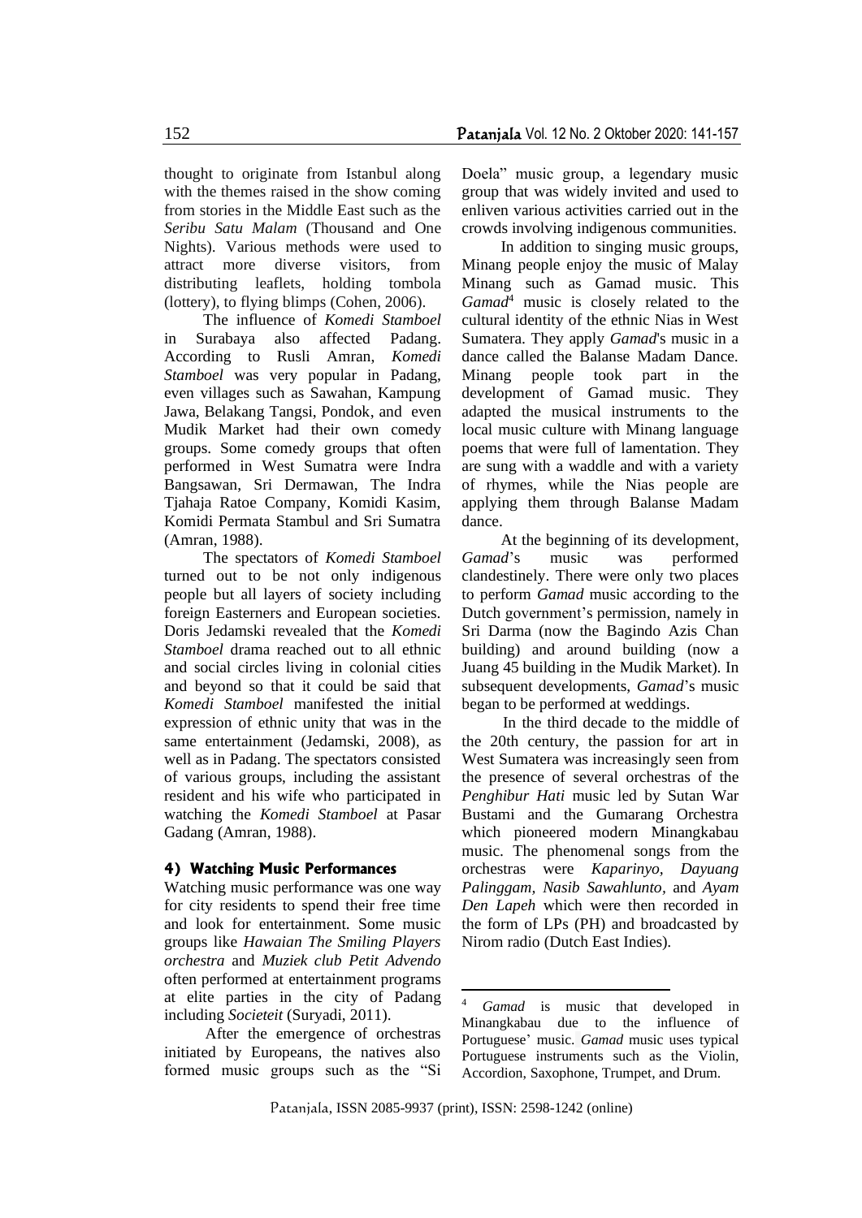thought to originate from Istanbul along with the themes raised in the show coming from stories in the Middle East such as the *Seribu Satu Malam* (Thousand and One Nights). Various methods were used to attract more diverse visitors, from distributing leaflets, holding tombola (lottery), to flying blimps (Cohen, 2006).

The influence of *Komedi Stamboel* in Surabaya also affected Padang. According to Rusli Amran, *Komedi Stamboel* was very popular in Padang, even villages such as Sawahan, Kampung Jawa, Belakang Tangsi, Pondok, and even Mudik Market had their own comedy groups. Some comedy groups that often performed in West Sumatra were Indra Bangsawan, Sri Dermawan, The Indra Tjahaja Ratoe Company, Komidi Kasim, Komidi Permata Stambul and Sri Sumatra (Amran, 1988).

The spectators of *Komedi Stamboel* turned out to be not only indigenous people but all layers of society including foreign Easterners and European societies. Doris Jedamski revealed that the *Komedi Stamboel* drama reached out to all ethnic and social circles living in colonial cities and beyond so that it could be said that *Komedi Stamboel* manifested the initial expression of ethnic unity that was in the same entertainment (Jedamski, 2008), as well as in Padang. The spectators consisted of various groups, including the assistant resident and his wife who participated in watching the *Komedi Stamboel* at Pasar Gadang (Amran, 1988).

#### 4) Watching Music Performances

Watching music performance was one way for city residents to spend their free time and look for entertainment. Some music groups like *Hawaian The Smiling Players orchestra* and *Muziek club Petit Advendo* often performed at entertainment programs at elite parties in the city of Padang including *Societeit* (Suryadi, 2011).

After the emergence of orchestras initiated by Europeans, the natives also formed music groups such as the "Si Doela" music group, a legendary music group that was widely invited and used to enliven various activities carried out in the crowds involving indigenous communities.

In addition to singing music groups, Minang people enjoy the music of Malay Minang such as Gamad music. This *Gamad*[4] music is closely related to the cultural identity of the ethnic Nias in West Sumatera. They apply *Gamad*'s music in a dance called the Balanse Madam Dance. Minang people took part in the development of Gamad music. They adapted the musical instruments to the local music culture with Minang language poems that were full of lamentation. They are sung with a waddle and with a variety of rhymes, while the Nias people are applying them through Balanse Madam dance.

At the beginning of its development, *Gamad*'s music was performed clandestinely. There were only two places to perform *Gamad* music according to the Dutch government's permission, namely in Sri Darma (now the Bagindo Azis Chan building) and around building (now a Juang 45 building in the Mudik Market). In subsequent developments, *Gamad*'s music began to be performed at weddings.

In the third decade to the middle of the 20th century, the passion for art in West Sumatera was increasingly seen from the presence of several orchestras of the *Penghibur Hati* music led by Sutan War Bustami and the Gumarang Orchestra which pioneered modern Minangkabau music. The phenomenal songs from the orchestras were *Kaparinyo, Dayuang Palinggam, Nasib Sawahlunto,* and *Ayam Den Lapeh* which were then recorded in the form of LPs (PH) and broadcasted by Nirom radio (Dutch East Indies).

---

[4] *Gamad* is music that developed in Minangkabau due to the influence of Portuguese' music. *Gamad* music uses typical Portuguese instruments such as the Violin, Accordion, Saxophone, Trumpet, and Drum.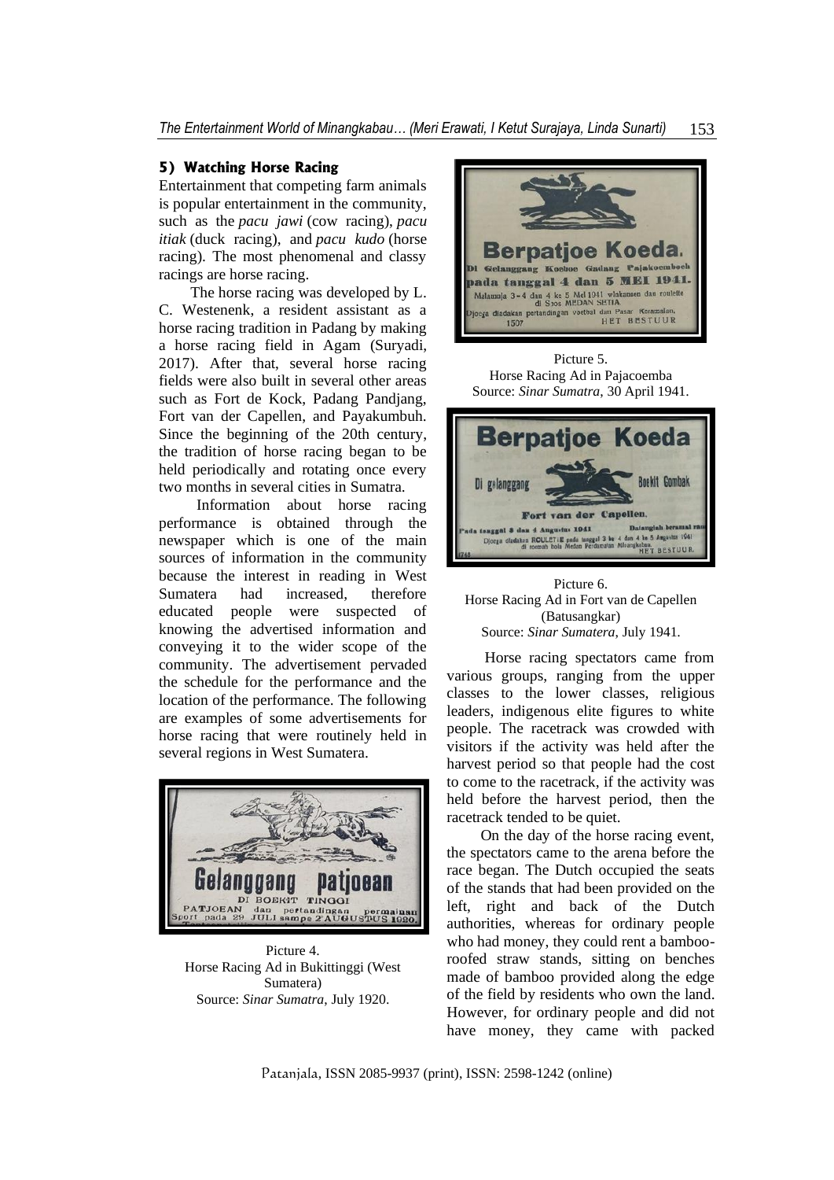### 5) Watching Horse Racing

Entertainment that competing farm animals is popular entertainment in the community, such as the *pacu jawi* (cow racing), *pacu itiak* (duck racing), and *pacu kudo* (horse racing). The most phenomenal and classy racings are horse racing.

The horse racing was developed by L. C. Westenenk, a resident assistant as a horse racing tradition in Padang by making a horse racing field in Agam (Suryadi, 2017). After that, several horse racing fields were also built in several other areas such as Fort de Kock, Padang Pandjang, Fort van der Capellen, and Payakumbuh. Since the beginning of the 20th century, the tradition of horse racing began to be held periodically and rotating once every two months in several cities in Sumatra.

Information about horse racing performance is obtained through the newspaper which is one of the main sources of information in the community because the interest in reading in West Sumatera had increased, therefore educated people were suspected of knowing the advertised information and conveying it to the wider scope of the community. The advertisement pervaded the schedule for the performance and the location of the performance. The following are examples of some advertisements for horse racing that were routinely held in several regions in West Sumatera.

Picture 4.
Horse Racing Ad in Bukittinggi (West Sumatera)
Source: *Sinar Sumatra*, July 1920.

Picture 5.
Horse Racing Ad in Pajacoemba
Source: *Sinar Sumatra*, 30 April 1941.

Picture 6.
Horse Racing Ad in Fort van de Capellen (Batusangkar)
Source: *Sinar Sumatera*, July 1941.

Horse racing spectators came from various groups, ranging from the upper classes to the lower classes, religious leaders, indigenous elite figures to white people. The racetrack was crowded with visitors if the activity was held after the harvest period so that people had the cost to come to the racetrack, if the activity was held before the harvest period, then the racetrack tended to be quiet.

On the day of the horse racing event, the spectators came to the arena before the race began. The Dutch occupied the seats of the stands that had been provided on the left, right and back of the Dutch authorities, whereas for ordinary people who had money, they could rent a bamboo-roofed straw stands, sitting on benches made of bamboo provided along the edge of the field by residents who own the land. However, for ordinary people and did not have money, they came with packed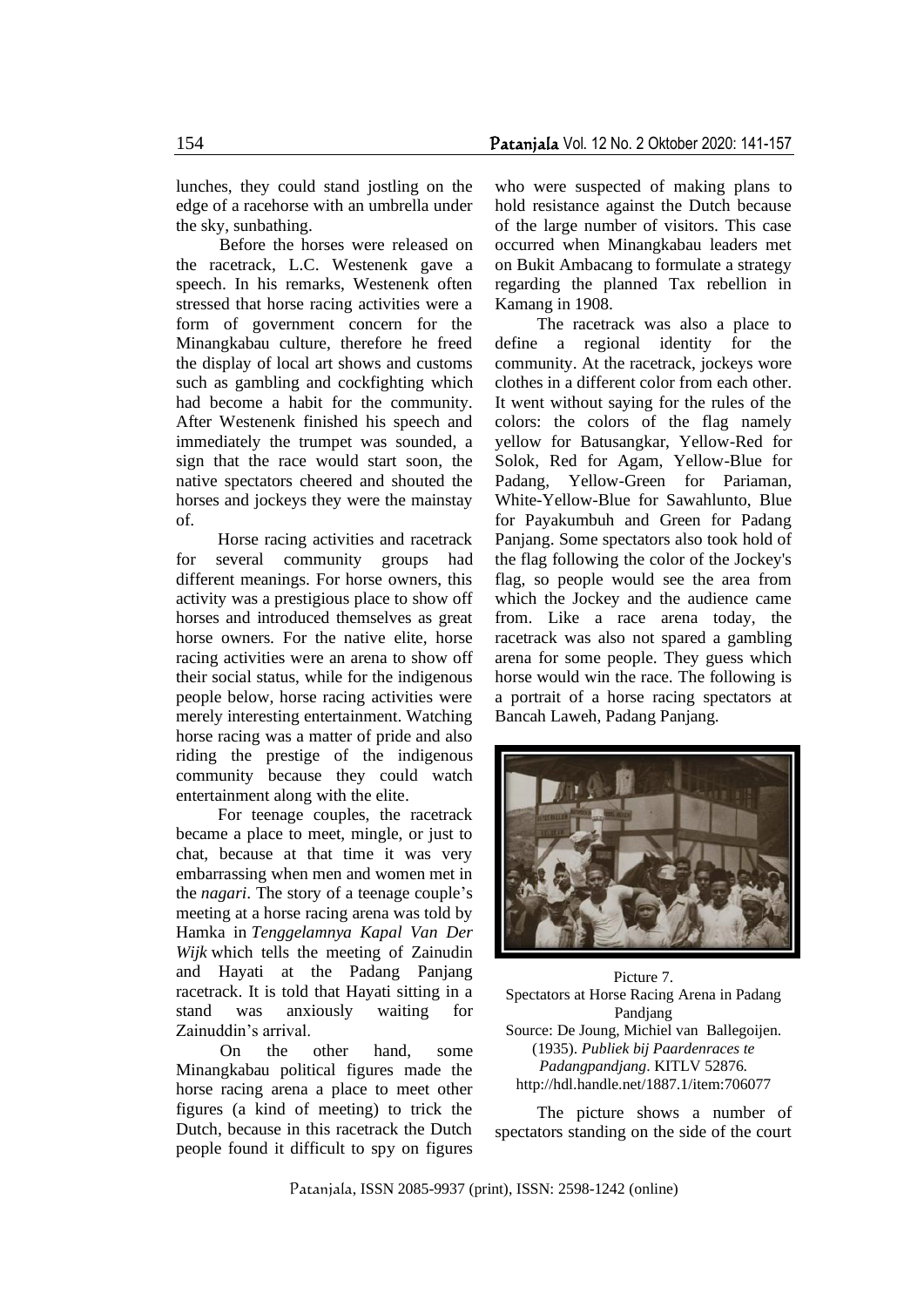lunches, they could stand jostling on the edge of a racehorse with an umbrella under the sky, sunbathing.

Before the horses were released on the racetrack, L.C. Westenenk gave a speech. In his remarks, Westenenk often stressed that horse racing activities were a form of government concern for the Minangkabau culture, therefore he freed the display of local art shows and customs such as gambling and cockfighting which had become a habit for the community. After Westenenk finished his speech and immediately the trumpet was sounded, a sign that the race would start soon, the native spectators cheered and shouted the horses and jockeys they were the mainstay of.

Horse racing activities and racetrack for several community groups had different meanings. For horse owners, this activity was a prestigious place to show off horses and introduced themselves as great horse owners. For the native elite, horse racing activities were an arena to show off their social status, while for the indigenous people below, horse racing activities were merely interesting entertainment. Watching horse racing was a matter of pride and also riding the prestige of the indigenous community because they could watch entertainment along with the elite.

For teenage couples, the racetrack became a place to meet, mingle, or just to chat, because at that time it was very embarrassing when men and women met in the *nagari*. The story of a teenage couple's meeting at a horse racing arena was told by Hamka in *Tenggelamnya Kapal Van Der Wijk* which tells the meeting of Zainudin and Hayati at the Padang Panjang racetrack. It is told that Hayati sitting in a stand was anxiously waiting for Zainuddin's arrival.

On the other hand, some Minangkabau political figures made the horse racing arena a place to meet other figures (a kind of meeting) to trick the Dutch, because in this racetrack the Dutch people found it difficult to spy on figures who were suspected of making plans to hold resistance against the Dutch because of the large number of visitors. This case occurred when Minangkabau leaders met on Bukit Ambacang to formulate a strategy regarding the planned Tax rebellion in Kamang in 1908.

The racetrack was also a place to define a regional identity for the community. At the racetrack, jockeys wore clothes in a different color from each other. It went without saying for the rules of the colors: the colors of the flag namely yellow for Batusangkar, Yellow-Red for Solok, Red for Agam, Yellow-Blue for Padang, Yellow-Green for Pariaman, White-Yellow-Blue for Sawahlunto, Blue for Payakumbuh and Green for Padang Panjang. Some spectators also took hold of the flag following the color of the Jockey's flag, so people would see the area from which the Jockey and the audience came from. Like a race arena today, the racetrack was also not spared a gambling arena for some people. They guess which horse would win the race. The following is a portrait of a horse racing spectators at Bancah Laweh, Padang Panjang.

Picture 7.
Spectators at Horse Racing Arena in Padang Pandjang
Source: De Joung, Michiel van Ballegoijen. (1935). *Publiek bij Paardenraces te Padangpandjang*. KITLV 52876. http://hdl.handle.net/1887.1/item:706077

The picture shows a number of spectators standing on the side of the court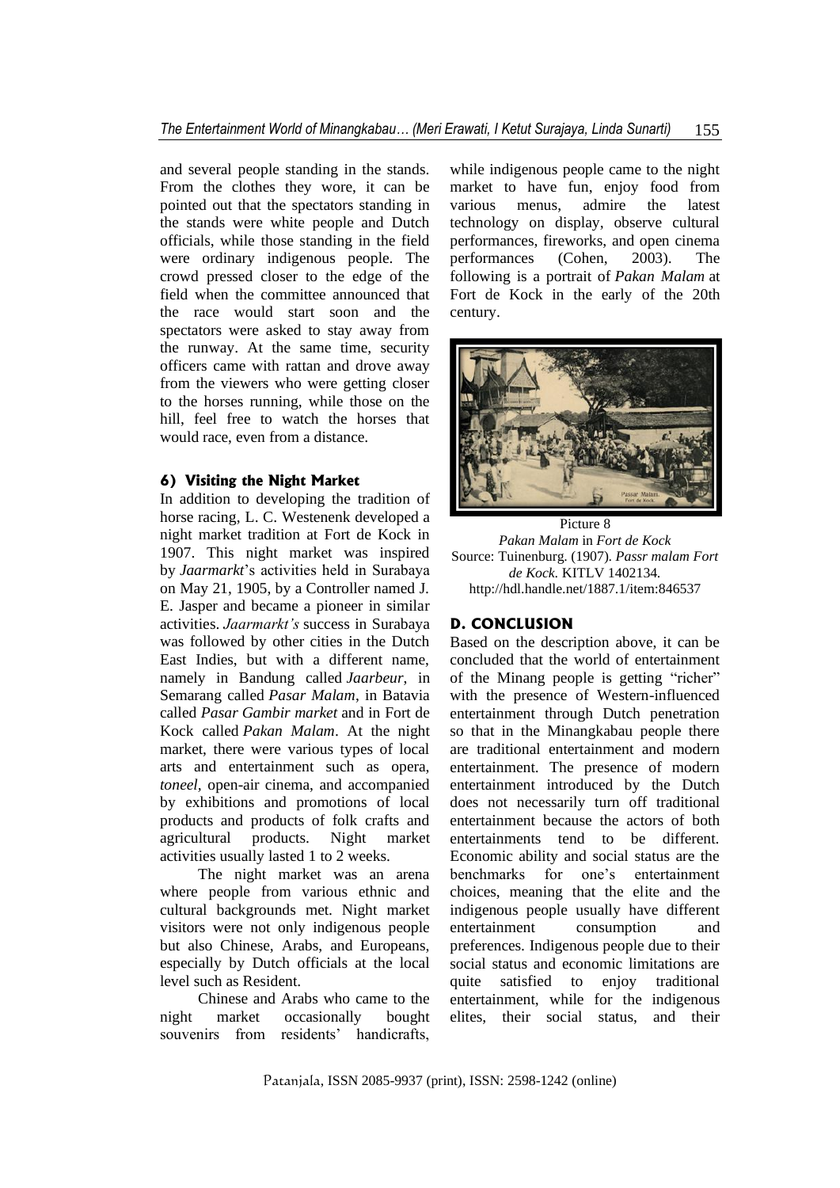and several people standing in the stands. From the clothes they wore, it can be pointed out that the spectators standing in the stands were white people and Dutch officials, while those standing in the field were ordinary indigenous people. The crowd pressed closer to the edge of the field when the committee announced that the race would start soon and the spectators were asked to stay away from the runway. At the same time, security officers came with rattan and drove away from the viewers who were getting closer to the horses running, while those on the hill, feel free to watch the horses that would race, even from a distance.

#### 6) Visiting the Night Market

In addition to developing the tradition of horse racing, L. C. Westenenk developed a night market tradition at Fort de Kock in 1907. This night market was inspired by *Jaarmarkt*'s activities held in Surabaya on May 21, 1905, by a Controller named J. E. Jasper and became a pioneer in similar activities. *Jaarmarkt's* success in Surabaya was followed by other cities in the Dutch East Indies, but with a different name, namely in Bandung called *Jaarbeur*, in Semarang called *Pasar Malam*, in Batavia called *Pasar Gambir market* and in Fort de Kock called *Pakan Malam*. At the night market, there were various types of local arts and entertainment such as opera, *toneel*, open-air cinema, and accompanied by exhibitions and promotions of local products and products of folk crafts and agricultural products. Night market activities usually lasted 1 to 2 weeks.

The night market was an arena where people from various ethnic and cultural backgrounds met. Night market visitors were not only indigenous people but also Chinese, Arabs, and Europeans, especially by Dutch officials at the local level such as Resident.

Chinese and Arabs who came to the night market occasionally bought souvenirs from residents' handicrafts, while indigenous people came to the night market to have fun, enjoy food from various menus, admire the latest technology on display, observe cultural performances, fireworks, and open cinema performances (Cohen, 2003). The following is a portrait of *Pakan Malam* at Fort de Kock in the early of the 20th century.

Picture 8
*Pakan Malam* in *Fort de Kock*
Source: Tuinenburg. (1907). *Passr malam Fort de Kock*. KITLV 1402134.
http://hdl.handle.net/1887.1/item:846537

## D. CONCLUSION

Based on the description above, it can be concluded that the world of entertainment of the Minang people is getting "richer" with the presence of Western-influenced entertainment through Dutch penetration so that in the Minangkabau people there are traditional entertainment and modern entertainment. The presence of modern entertainment introduced by the Dutch does not necessarily turn off traditional entertainment because the actors of both entertainments tend to be different. Economic ability and social status are the benchmarks for one's entertainment choices, meaning that the elite and the indigenous people usually have different entertainment consumption and preferences. Indigenous people due to their social status and economic limitations are quite satisfied to enjoy traditional entertainment, while for the indigenous elites, their social status, and their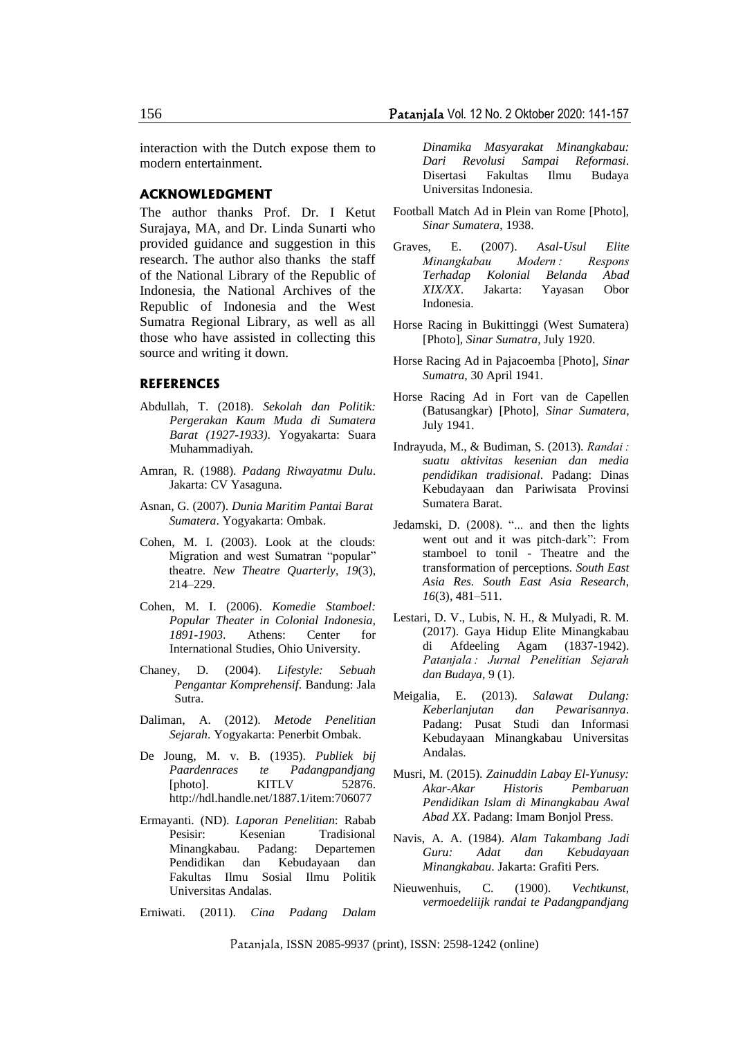interaction with the Dutch expose them to modern entertainment.

## ACKNOWLEDGMENT

The author thanks Prof. Dr. I Ketut Surajaya, MA, and Dr. Linda Sunarti who provided guidance and suggestion in this research. The author also thanks the staff of the National Library of the Republic of Indonesia, the National Archives of the Republic of Indonesia and the West Sumatra Regional Library, as well as all those who have assisted in collecting this source and writing it down.

## REFERENCES

Abdullah, T. (2018). *Sekolah dan Politik: Pergerakan Kaum Muda di Sumatera Barat (1927-1933)*. Yogyakarta: Suara Muhammadiyah.

Amran, R. (1988). *Padang Riwayatmu Dulu*. Jakarta: CV Yasaguna.

Asnan, G. (2007). *Dunia Maritim Pantai Barat Sumatera*. Yogyakarta: Ombak.

Cohen, M. I. (2003). Look at the clouds: Migration and west Sumatran "popular" theatre. *New Theatre Quarterly*, *19*(3), 214–229.

Cohen, M. I. (2006). *Komedie Stamboel: Popular Theater in Colonial Indonesia, 1891-1903*. Athens: Center for International Studies, Ohio University.

Chaney, D. (2004). *Lifestyle: Sebuah Pengantar Komprehensif*. Bandung: Jala Sutra.

Daliman, A. (2012). *Metode Penelitian Sejarah*. Yogyakarta: Penerbit Ombak.

De Joung, M. v. B. (1935). *Publiek bij Paardenraces te Padangpandjang* [photo]. KITLV 52876. http://hdl.handle.net/1887.1/item:706077

Ermayanti. (ND). *Laporan Penelitian*: Rabab Pesisir: Kesenian Tradisional Minangkabau. Padang: Departemen Pendidikan dan Kebudayaan dan Fakultas Ilmu Sosial Ilmu Politik Universitas Andalas.

Erniwati. (2011). *Cina Padang Dalam Dinamika Masyarakat Minangkabau: Dari Revolusi Sampai Reformasi*. Disertasi Fakultas Ilmu Budaya Universitas Indonesia.

Football Match Ad in Plein van Rome [Photo], *Sinar Sumatera*, 1938.

Graves, E. (2007). *Asal-Usul Elite Minangkabau Modern : Respons Terhadap Kolonial Belanda Abad XIX/XX*. Jakarta: Yayasan Obor Indonesia.

Horse Racing in Bukittinggi (West Sumatera) [Photo], *Sinar Sumatra*, July 1920.

Horse Racing Ad in Pajacoemba [Photo], *Sinar Sumatra*, 30 April 1941.

Horse Racing Ad in Fort van de Capellen (Batusangkar) [Photo], *Sinar Sumatera*, July 1941.

Indrayuda, M., & Budiman, S. (2013). *Randai : suatu aktivitas kesenian dan media pendidikan tradisional*. Padang: Dinas Kebudayaan dan Pariwisata Provinsi Sumatera Barat.

Jedamski, D. (2008). "... and then the lights went out and it was pitch-dark": From stamboel to tonil - Theatre and the transformation of perceptions. *South East Asia Res. South East Asia Research*, *16*(3), 481–511.

Lestari, D. V., Lubis, N. H., & Mulyadi, R. M. (2017). Gaya Hidup Elite Minangkabau di Afdeeling Agam (1837-1942). *Patanjala : Jurnal Penelitian Sejarah dan Budaya*, 9 (1).

Meigalia, E. (2013). *Salawat Dulang: Keberlanjutan dan Pewarisannya*. Padang: Pusat Studi dan Informasi Kebudayaan Minangkabau Universitas Andalas.

Musri, M. (2015). *Zainuddin Labay El-Yunusy: Akar-Akar Historis Pembaruan Pendidikan Islam di Minangkabau Awal Abad XX*. Padang: Imam Bonjol Press.

Navis, A. A. (1984). *Alam Takambang Jadi Guru: Adat dan Kebudayaan Minangkabau*. Jakarta: Grafiti Pers.

Nieuwenhuis, C. (1900). *Vechtkunst, vermoedeliijk randai te Padangpandjang*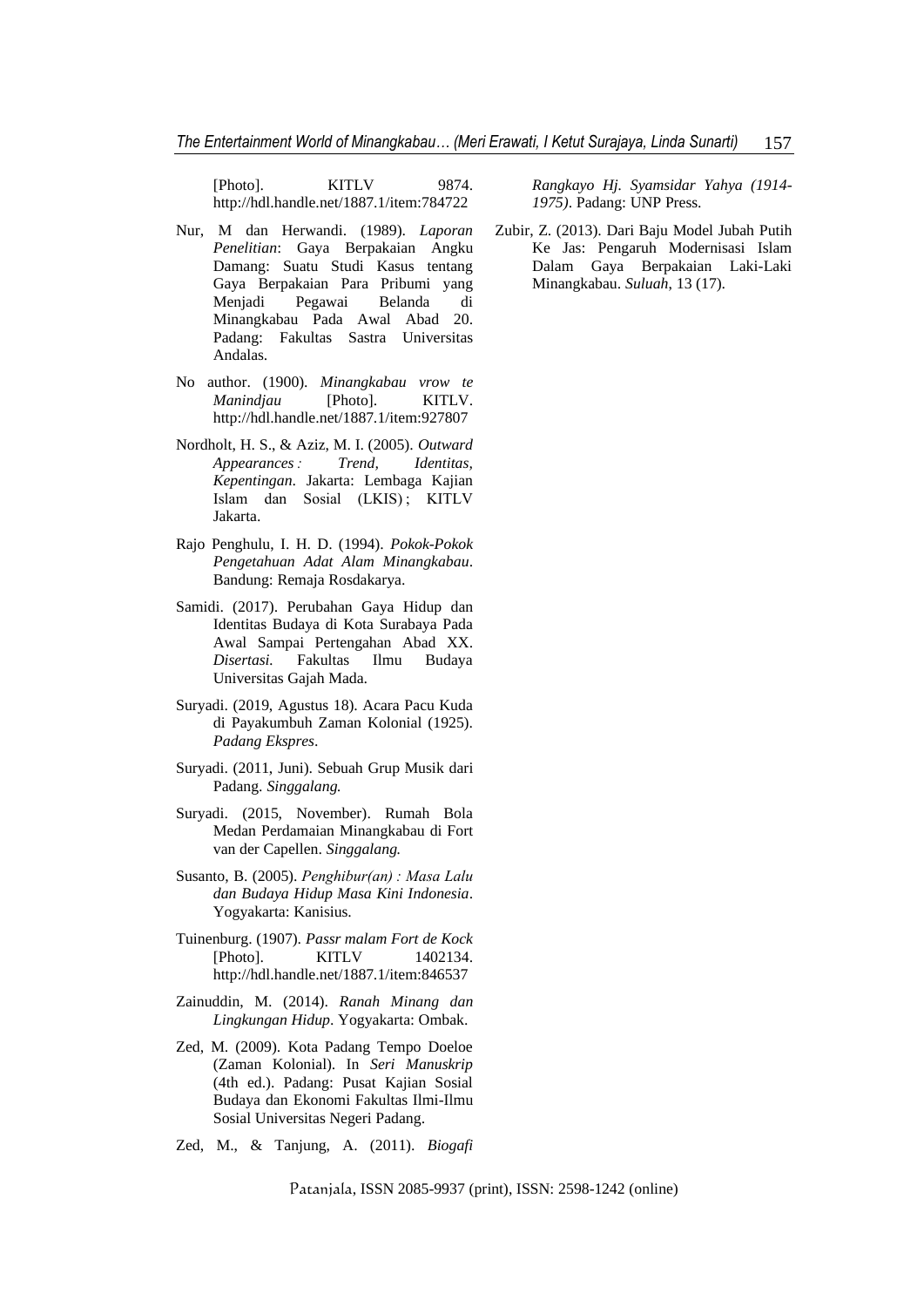[Photo]. KITLV 9874. http://hdl.handle.net/1887.1/item:784722

Nur, M dan Herwandi. (1989). *Laporan Penelitian*: Gaya Berpakaian Angku Damang: Suatu Studi Kasus tentang Gaya Berpakaian Para Pribumi yang Menjadi Pegawai Belanda di Minangkabau Pada Awal Abad 20. Padang: Fakultas Sastra Universitas Andalas.

No author. (1900). *Minangkabau vrow te Manindjau* [Photo]. KITLV. http://hdl.handle.net/1887.1/item:927807

Nordholt, H. S., & Aziz, M. I. (2005). *Outward Appearances : Trend, Identitas, Kepentingan*. Jakarta: Lembaga Kajian Islam dan Sosial (LKIS) ; KITLV Jakarta.

Rajo Penghulu, I. H. D. (1994). *Pokok-Pokok Pengetahuan Adat Alam Minangkabau*. Bandung: Remaja Rosdakarya.

Samidi. (2017). Perubahan Gaya Hidup dan Identitas Budaya di Kota Surabaya Pada Awal Sampai Pertengahan Abad XX. *Disertasi.* Fakultas Ilmu Budaya Universitas Gajah Mada.

Suryadi. (2019, Agustus 18). Acara Pacu Kuda di Payakumbuh Zaman Kolonial (1925). *Padang Ekspres*.

Suryadi. (2011, Juni). Sebuah Grup Musik dari Padang. *Singgalang.*

Suryadi. (2015, November). Rumah Bola Medan Perdamaian Minangkabau di Fort van der Capellen. *Singgalang.*

Susanto, B. (2005). *Penghibur(an) : Masa Lalu dan Budaya Hidup Masa Kini Indonesia*. Yogyakarta: Kanisius.

Tuinenburg. (1907). *Passr malam Fort de Kock* [Photo]. KITLV 1402134. http://hdl.handle.net/1887.1/item:846537

Zainuddin, M. (2014). *Ranah Minang dan Lingkungan Hidup*. Yogyakarta: Ombak.

Zed, M. (2009). Kota Padang Tempo Doeloe (Zaman Kolonial). In *Seri Manuskrip* (4th ed.). Padang: Pusat Kajian Sosial Budaya dan Ekonomi Fakultas Ilmi-Ilmu Sosial Universitas Negeri Padang.

Zed, M., & Tanjung, A. (2011). *Biogafi Rangkayo Hj. Syamsidar Yahya (1914-1975)*. Padang: UNP Press.

Zubir, Z. (2013). Dari Baju Model Jubah Putih Ke Jas: Pengaruh Modernisasi Islam Dalam Gaya Berpakaian Laki-Laki Minangkabau. *Suluah*, 13 (17).